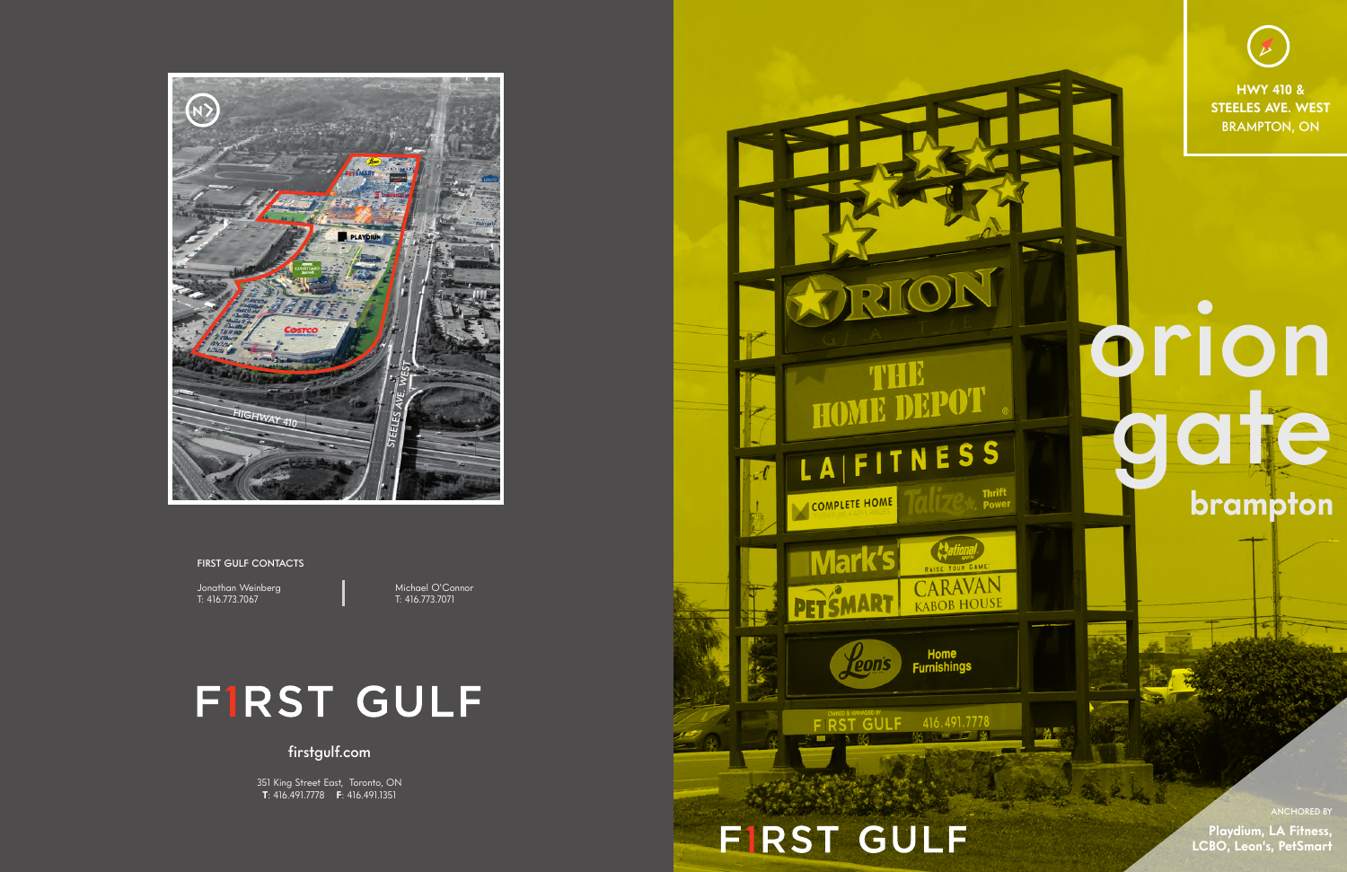# orion gate

## brampton

**HWY 410 & STEELES AVE. WEST**
BRAMPTON, ON

ANCHORED BY

**Playdium, LA Fitness, LCBO, Leon's, PetSmart**

FIRST GULF

FIRST GULF CONTACTS

Jonathan Weinberg
T: 416.773.7067

Michael O'Connor
T: 416.773.7071

FIRST GULF

firstgulf.com

351 King Street East, Toronto, ON
**T**: 416.491.7778 **F**: 416.491.1351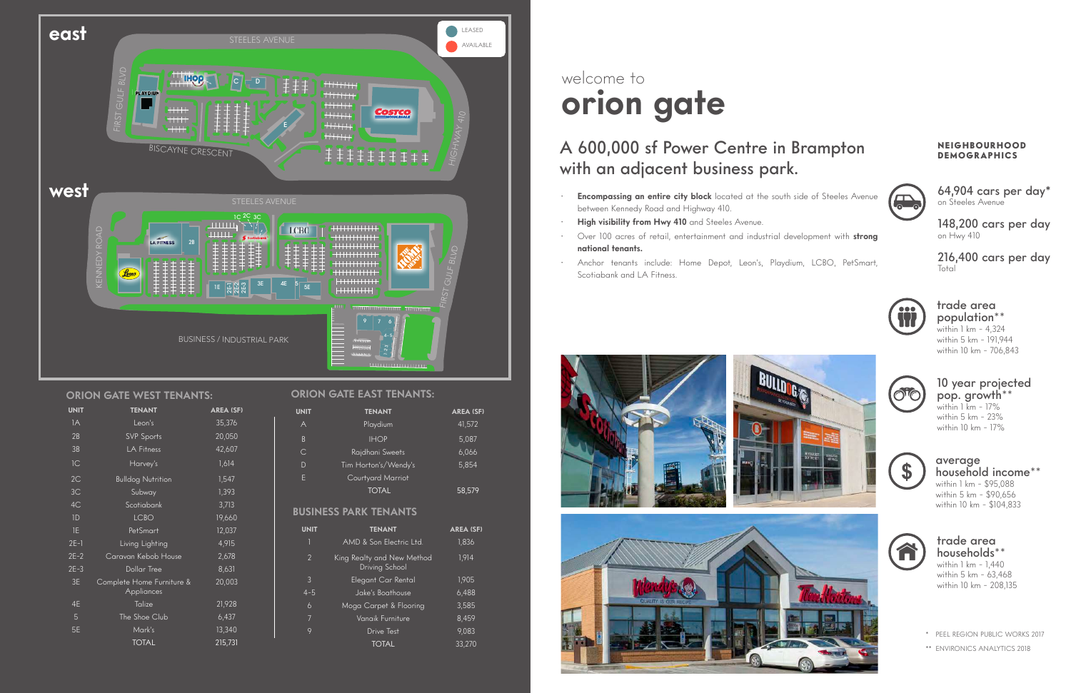# welcome to
# orion gate

## A 600,000 sf Power Centre in Brampton with an adjacent business park.

- **Encompassing an entire city block** located at the south side of Steeles Avenue between Kennedy Road and Highway 410.
- **High visibility from Hwy 410** and Steeles Avenue.
- Over 100 acres of retail, entertainment and industrial development with **strong national tenants.**
- Anchor tenants include: Home Depot, Leon's, Playdium, LCBO, PetSmart, Scotiabank and LA Fitness.

### NEIGHBOURHOOD DEMOGRAPHICS

**64,904 cars per day***
on Steeles Avenue

**148,200 cars per day**
on Hwy 410

**216,400 cars per day**
Total

**trade area population****
within 1 km - 4,324
within 5 km - 191,944
within 10 km - 706,843

**10 year projected pop. growth****
within 1 km - 17%
within 5 km - 23%
within 10 km - 17%

**average household income****
within 1 km - $95,088
within 5 km - $90,656
within 10 km - $104,833

**trade area households****
within 1 km - 1,440
within 5 km - 63,468
within 10 km - 208,135

* PEEL REGION PUBLIC WORKS 2017
** ENVIRONICS ANALYTICS 2018

east

STEELES AVENUE
FIRST GULF BLVD
BISCAYNE CRESCENT
HIGHWAY 410

west

STEELES AVENUE
KENNEDY ROAD
FIRST GULF BLVD
BUSINESS / INDUSTRIAL PARK

LEASED
AVAILABLE

### ORION GATE WEST TENANTS:

| UNIT | TENANT | AREA (SF) |
|---|---|---|
| 1A | Leon's | 35,376 |
| 2B | SVP Sports | 20,050 |
| 3B | LA Fitness | 42,607 |
| 1C | Harvey's | 1,614 |
| 2C | Bulldog Nutrition | 1,547 |
| 3C | Subway | 1,393 |
| 4C | Scotiabank | 3,713 |
| 1D | LCBO | 19,660 |
| 1E | PetSmart | 12,037 |
| 2E-1 | Living Lighting | 4,915 |
| 2E-2 | Caravan Kebob House | 2,678 |
| 2E-3 | Dollar Tree | 8,631 |
| 3E | Complete Home Furniture & Appliances | 20,003 |
| 4E | Talize | 21,928 |
| 5 | The Shoe Club | 6,437 |
| 5E | Mark's | 13,340 |
| | TOTAL | 215,731 |

### ORION GATE EAST TENANTS:

| UNIT | TENANT | AREA (SF) |
|---|---|---|
| A | Playdium | 41,572 |
| B | IHOP | 5,087 |
| C | Rajdhani Sweets | 6,066 |
| D | Tim Horton's/Wendy's | 5,854 |
| E | Courtyard Marriot | |
| | TOTAL | 58,579 |

### BUSINESS PARK TENANTS

| UNIT | TENANT | AREA (SF) |
|---|---|---|
| 1 | AMD & Son Electric Ltd. | 1,836 |
| 2 | King Realty and New Method Driving School | 1,914 |
| 3 | Elegant Car Rental | 1,905 |
| 4-5 | Jake's Boathouse | 6,488 |
| 6 | Moga Carpet & Flooring | 3,585 |
| 7 | Vanaik Furniture | 8,459 |
| 9 | Drive Test | 9,083 |
| | TOTAL | 33,270 |